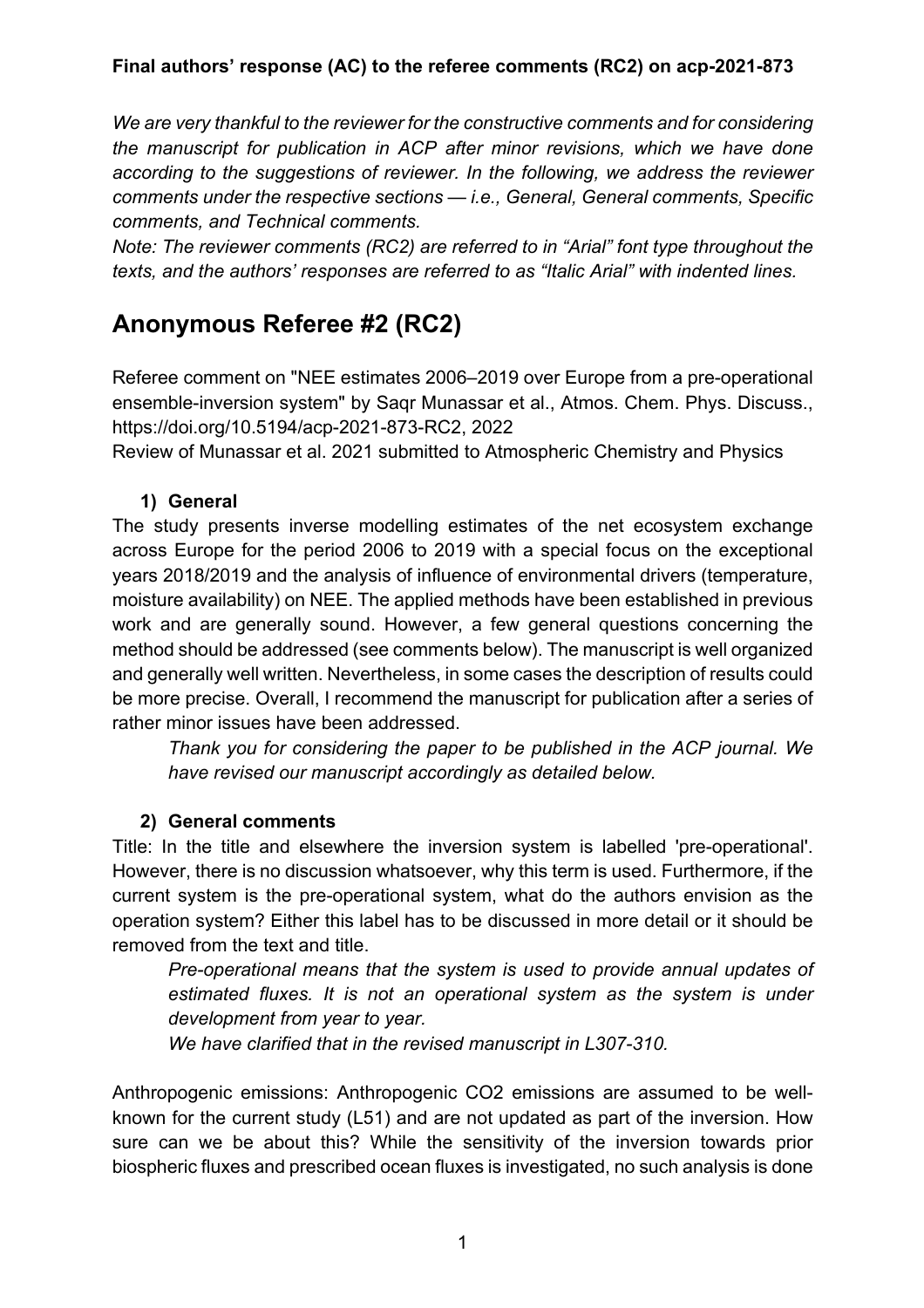**Final authors' response (AC) to the referee comments (RC2) on acp-2021-873**

*We are very thankful to the reviewer for the constructive comments and for considering the manuscript for publication in ACP after minor revisions, which we have done according to the suggestions of reviewer. In the following, we address the reviewer comments under the respective sections — i.e., General, General comments, Specific comments, and Technical comments.*

*Note: The reviewer comments (RC2) are referred to in "Arial" font type throughout the texts, and the authors' responses are referred to as "Italic Arial" with indented lines.*

# Anonymous Referee #2 (RC2)

Referee comment on "NEE estimates 2006–2019 over Europe from a pre-operational ensemble-inversion system" by Saqr Munassar et al., Atmos. Chem. Phys. Discuss., https://doi.org/10.5194/acp-2021-873-RC2, 2022

Review of Munassar et al. 2021 submitted to Atmospheric Chemistry and Physics

## 1) General

The study presents inverse modelling estimates of the net ecosystem exchange across Europe for the period 2006 to 2019 with a special focus on the exceptional years 2018/2019 and the analysis of influence of environmental drivers (temperature, moisture availability) on NEE. The applied methods have been established in previous work and are generally sound. However, a few general questions concerning the method should be addressed (see comments below). The manuscript is well organized and generally well written. Nevertheless, in some cases the description of results could be more precise. Overall, I recommend the manuscript for publication after a series of rather minor issues have been addressed.

> *Thank you for considering the paper to be published in the ACP journal. We have revised our manuscript accordingly as detailed below.*

## 2) General comments

Title: In the title and elsewhere the inversion system is labelled 'pre-operational'. However, there is no discussion whatsoever, why this term is used. Furthermore, if the current system is the pre-operational system, what do the authors envision as the operation system? Either this label has to be discussed in more detail or it should be removed from the text and title.

> *Pre-operational means that the system is used to provide annual updates of estimated fluxes. It is not an operational system as the system is under development from year to year.*
>
> *We have clarified that in the revised manuscript in L307-310.*

Anthropogenic emissions: Anthropogenic $CO_2$ emissions are assumed to be well-known for the current study (L51) and are not updated as part of the inversion. How sure can we be about this? While the sensitivity of the inversion towards prior biospheric fluxes and prescribed ocean fluxes is investigated, no such analysis is done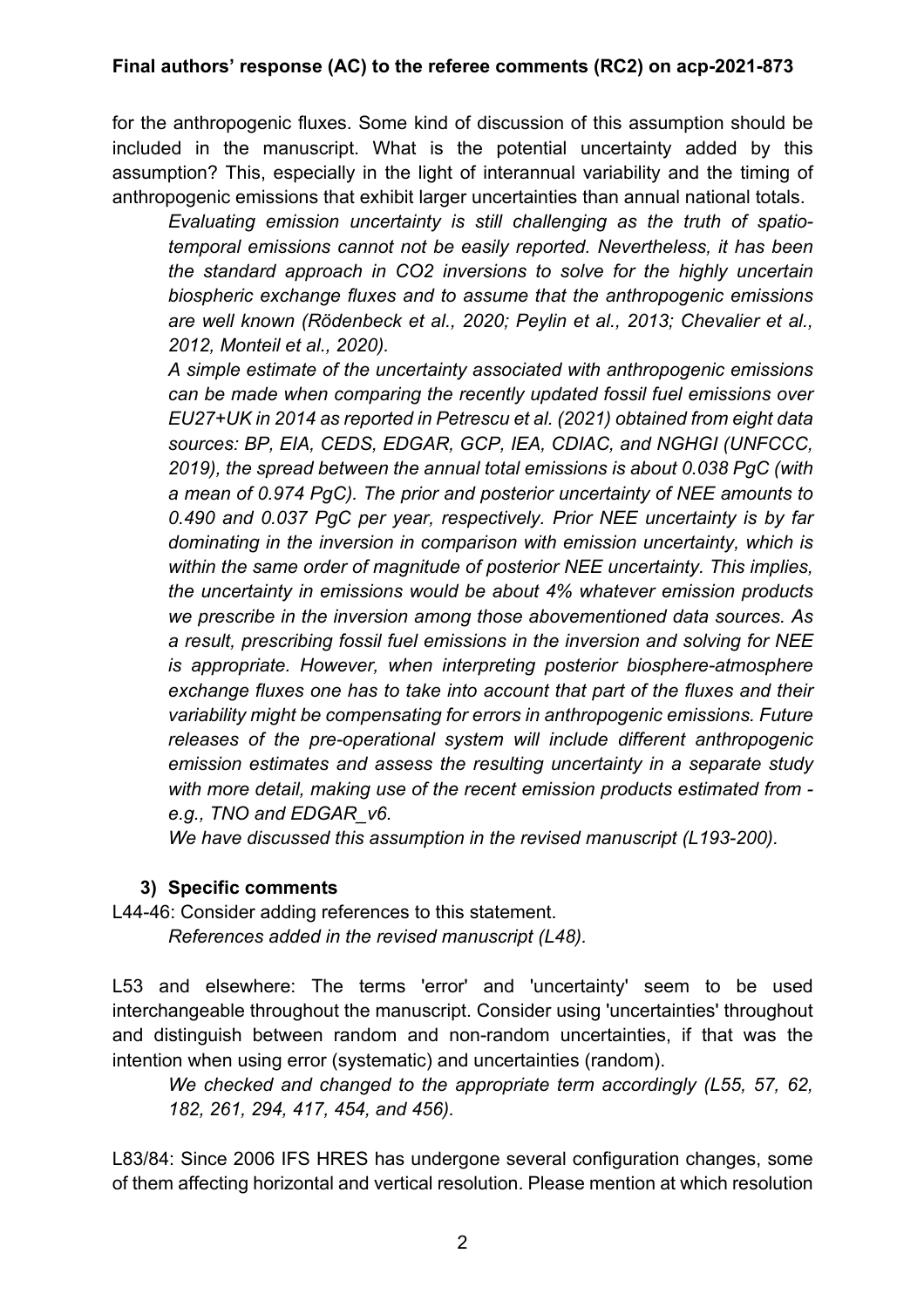for the anthropogenic fluxes. Some kind of discussion of this assumption should be included in the manuscript. What is the potential uncertainty added by this assumption? This, especially in the light of interannual variability and the timing of anthropogenic emissions that exhibit larger uncertainties than annual national totals.

> *Evaluating emission uncertainty is still challenging as the truth of spatio-temporal emissions cannot not be easily reported. Nevertheless, it has been the standard approach in CO2 inversions to solve for the highly uncertain biospheric exchange fluxes and to assume that the anthropogenic emissions are well known (Rödenbeck et al., 2020; Peylin et al., 2013; Chevalier et al., 2012, Monteil et al., 2020).*
>
> *A simple estimate of the uncertainty associated with anthropogenic emissions can be made when comparing the recently updated fossil fuel emissions over EU27+UK in 2014 as reported in Petrescu et al. (2021) obtained from eight data sources: BP, EIA, CEDS, EDGAR, GCP, IEA, CDIAC, and NGHGI (UNFCCC, 2019), the spread between the annual total emissions is about 0.038 PgC (with a mean of 0.974 PgC). The prior and posterior uncertainty of NEE amounts to 0.490 and 0.037 PgC per year, respectively. Prior NEE uncertainty is by far dominating in the inversion in comparison with emission uncertainty, which is within the same order of magnitude of posterior NEE uncertainty. This implies, the uncertainty in emissions would be about 4% whatever emission products we prescribe in the inversion among those abovementioned data sources. As a result, prescribing fossil fuel emissions in the inversion and solving for NEE is appropriate. However, when interpreting posterior biosphere-atmosphere exchange fluxes one has to take into account that part of the fluxes and their variability might be compensating for errors in anthropogenic emissions. Future releases of the pre-operational system will include different anthropogenic emission estimates and assess the resulting uncertainty in a separate study with more detail, making use of the recent emission products estimated from - e.g., TNO and EDGAR_v6.*
>
> *We have discussed this assumption in the revised manuscript (L193-200).*

### 3) Specific comments

L44-46: Consider adding references to this statement.

> *References added in the revised manuscript (L48).*

L53 and elsewhere: The terms 'error' and 'uncertainty' seem to be used interchangeable throughout the manuscript. Consider using 'uncertainties' throughout and distinguish between random and non-random uncertainties, if that was the intention when using error (systematic) and uncertainties (random).

> *We checked and changed to the appropriate term accordingly (L55, 57, 62, 182, 261, 294, 417, 454, and 456).*

L83/84: Since 2006 IFS HRES has undergone several configuration changes, some of them affecting horizontal and vertical resolution. Please mention at which resolution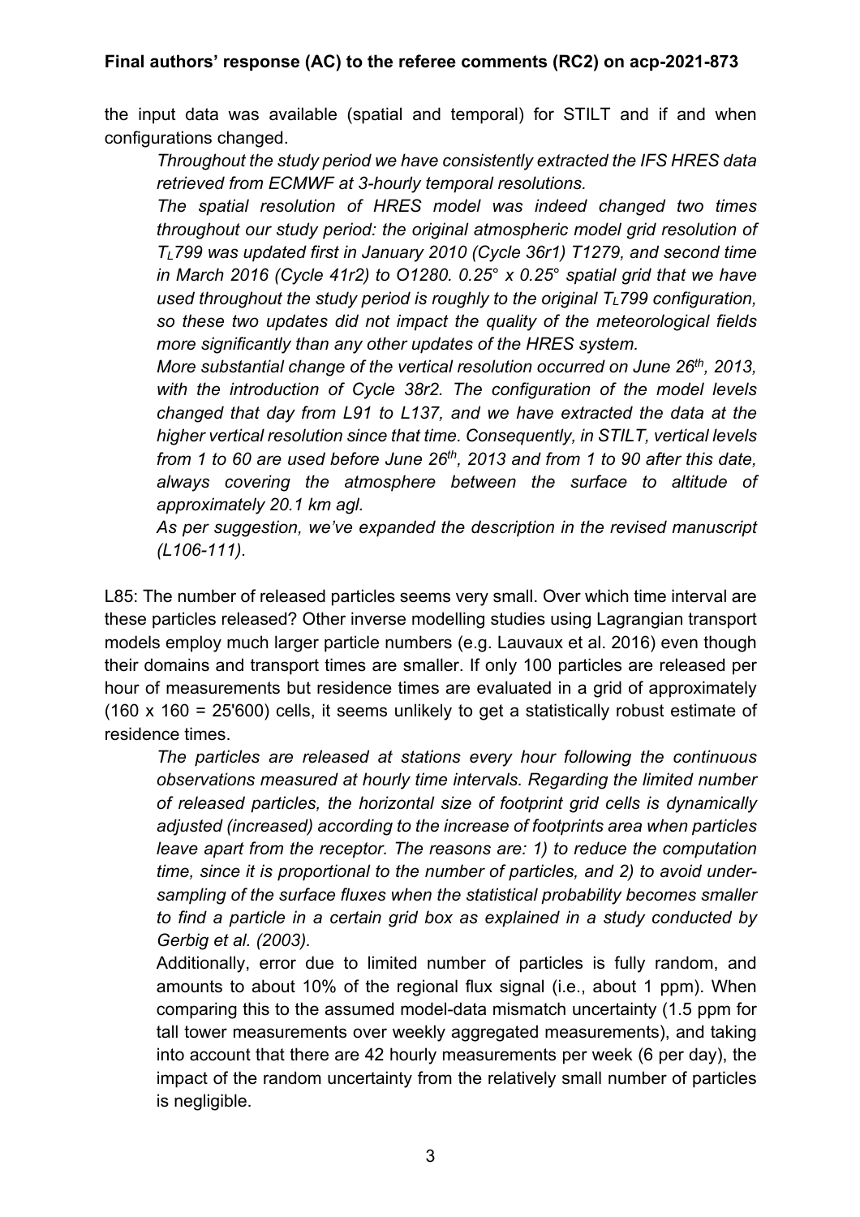**Final authors' response (AC) to the referee comments (RC2) on acp-2021-873**

the input data was available (spatial and temporal) for STILT and if and when configurations changed.

> *Throughout the study period we have consistently extracted the IFS HRES data retrieved from ECMWF at 3-hourly temporal resolutions.*
>
> *The spatial resolution of HRES model was indeed changed two times throughout our study period: the original atmospheric model grid resolution of $T_L$799 was updated first in January 2010 (Cycle 36r1) T1279, and second time in March 2016 (Cycle 41r2) to O1280. 0.25° x 0.25° spatial grid that we have used throughout the study period is roughly to the original $T_L$799 configuration, so these two updates did not impact the quality of the meteorological fields more significantly than any other updates of the HRES system.*
>
> *More substantial change of the vertical resolution occurred on June 26th, 2013, with the introduction of Cycle 38r2. The configuration of the model levels changed that day from L91 to L137, and we have extracted the data at the higher vertical resolution since that time. Consequently, in STILT, vertical levels from 1 to 60 are used before June 26th, 2013 and from 1 to 90 after this date, always covering the atmosphere between the surface to altitude of approximately 20.1 km agl.*
>
> *As per suggestion, we've expanded the description in the revised manuscript (L106-111).*

L85: The number of released particles seems very small. Over which time interval are these particles released? Other inverse modelling studies using Lagrangian transport models employ much larger particle numbers (e.g. Lauvaux et al. 2016) even though their domains and transport times are smaller. If only 100 particles are released per hour of measurements but residence times are evaluated in a grid of approximately (160 x 160 = 25'600) cells, it seems unlikely to get a statistically robust estimate of residence times.

> *The particles are released at stations every hour following the continuous observations measured at hourly time intervals. Regarding the limited number of released particles, the horizontal size of footprint grid cells is dynamically adjusted (increased) according to the increase of footprints area when particles leave apart from the receptor. The reasons are: 1) to reduce the computation time, since it is proportional to the number of particles, and 2) to avoid under-sampling of the surface fluxes when the statistical probability becomes smaller to find a particle in a certain grid box as explained in a study conducted by Gerbig et al. (2003).*
>
> Additionally, error due to limited number of particles is fully random, and amounts to about 10% of the regional flux signal (i.e., about 1 ppm). When comparing this to the assumed model-data mismatch uncertainty (1.5 ppm for tall tower measurements over weekly aggregated measurements), and taking into account that there are 42 hourly measurements per week (6 per day), the impact of the random uncertainty from the relatively small number of particles is negligible.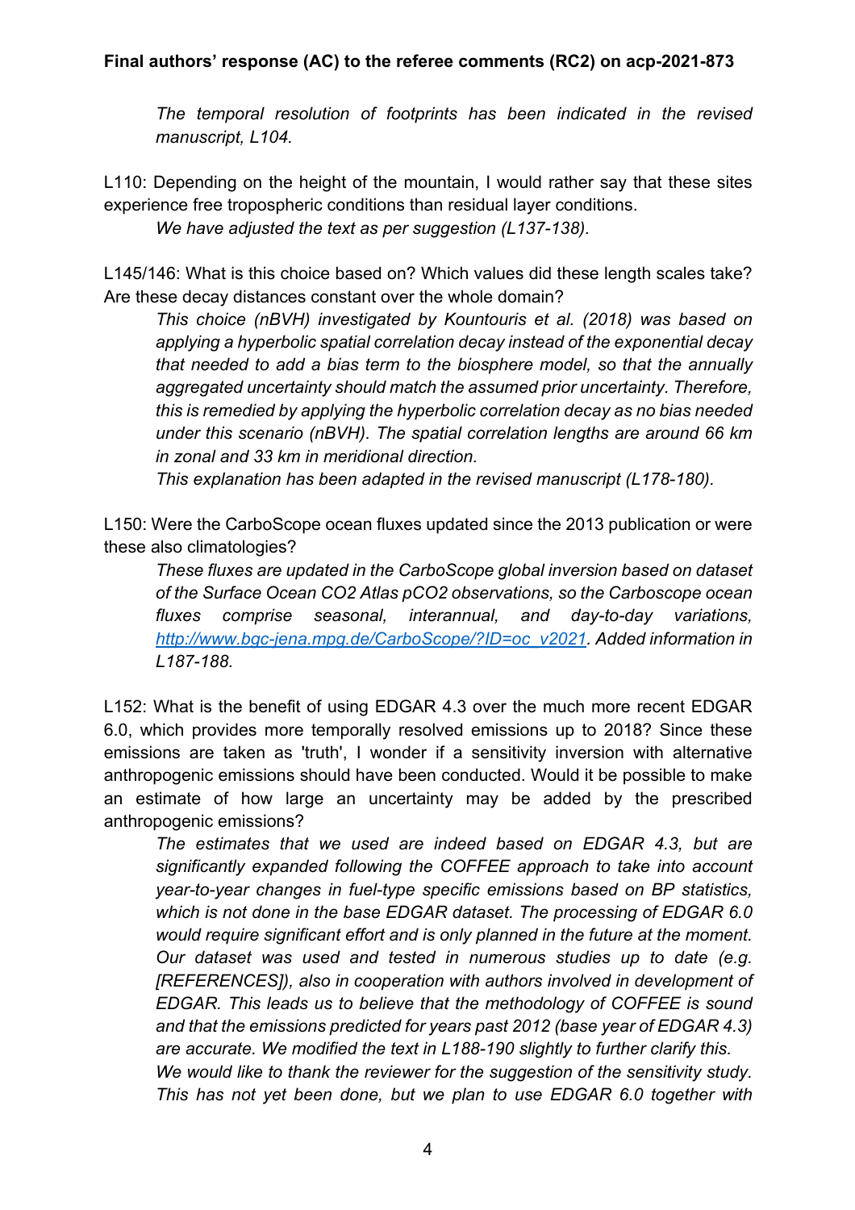**Final authors' response (AC) to the referee comments (RC2) on acp-2021-873**

> *The temporal resolution of footprints has been indicated in the revised manuscript, L104.*

L110: Depending on the height of the mountain, I would rather say that these sites experience free tropospheric conditions than residual layer conditions.

> *We have adjusted the text as per suggestion (L137-138).*

L145/146: What is this choice based on? Which values did these length scales take? Are these decay distances constant over the whole domain?

> *This choice (nBVH) investigated by Kountouris et al. (2018) was based on applying a hyperbolic spatial correlation decay instead of the exponential decay that needed to add a bias term to the biosphere model, so that the annually aggregated uncertainty should match the assumed prior uncertainty. Therefore, this is remedied by applying the hyperbolic correlation decay as no bias needed under this scenario (nBVH). The spatial correlation lengths are around 66 km in zonal and 33 km in meridional direction.*
>
> *This explanation has been adapted in the revised manuscript (L178-180).*

L150: Were the CarboScope ocean fluxes updated since the 2013 publication or were these also climatologies?

> *These fluxes are updated in the CarboScope global inversion based on dataset of the Surface Ocean CO2 Atlas pCO2 observations, so the Carboscope ocean fluxes comprise seasonal, interannual, and day-to-day variations, [http://www.bgc-jena.mpg.de/CarboScope/?ID=oc_v2021](http://www.bgc-jena.mpg.de/CarboScope/?ID=oc_v2021). Added information in L187-188.*

L152: What is the benefit of using EDGAR 4.3 over the much more recent EDGAR 6.0, which provides more temporally resolved emissions up to 2018? Since these emissions are taken as 'truth', I wonder if a sensitivity inversion with alternative anthropogenic emissions should have been conducted. Would it be possible to make an estimate of how large an uncertainty may be added by the prescribed anthropogenic emissions?

> *The estimates that we used are indeed based on EDGAR 4.3, but are significantly expanded following the COFFEE approach to take into account year-to-year changes in fuel-type specific emissions based on BP statistics, which is not done in the base EDGAR dataset. The processing of EDGAR 6.0 would require significant effort and is only planned in the future at the moment. Our dataset was used and tested in numerous studies up to date (e.g. [REFERENCES]), also in cooperation with authors involved in development of EDGAR. This leads us to believe that the methodology of COFFEE is sound and that the emissions predicted for years past 2012 (base year of EDGAR 4.3) are accurate. We modified the text in L188-190 slightly to further clarify this.*
>
> *We would like to thank the reviewer for the suggestion of the sensitivity study. This has not yet been done, but we plan to use EDGAR 6.0 together with*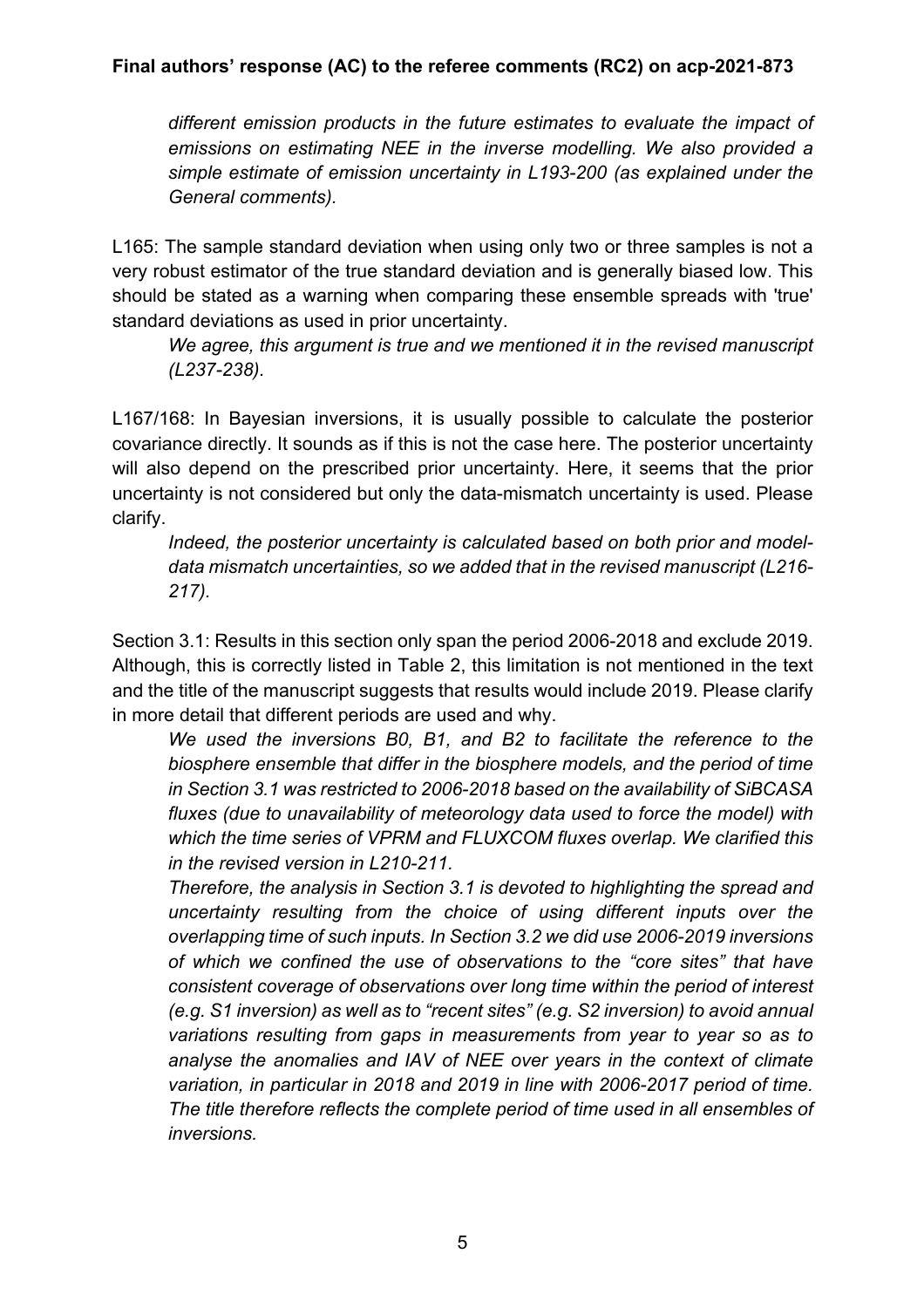*different emission products in the future estimates to evaluate the impact of emissions on estimating NEE in the inverse modelling. We also provided a simple estimate of emission uncertainty in L193-200 (as explained under the General comments).*

L165: The sample standard deviation when using only two or three samples is not a very robust estimator of the true standard deviation and is generally biased low. This should be stated as a warning when comparing these ensemble spreads with 'true' standard deviations as used in prior uncertainty.

*We agree, this argument is true and we mentioned it in the revised manuscript (L237-238).*

L167/168: In Bayesian inversions, it is usually possible to calculate the posterior covariance directly. It sounds as if this is not the case here. The posterior uncertainty will also depend on the prescribed prior uncertainty. Here, it seems that the prior uncertainty is not considered but only the data-mismatch uncertainty is used. Please clarify.

*Indeed, the posterior uncertainty is calculated based on both prior and model-data mismatch uncertainties, so we added that in the revised manuscript (L216-217).*

Section 3.1: Results in this section only span the period 2006-2018 and exclude 2019. Although, this is correctly listed in Table 2, this limitation is not mentioned in the text and the title of the manuscript suggests that results would include 2019. Please clarify in more detail that different periods are used and why.

*We used the inversions B0, B1, and B2 to facilitate the reference to the biosphere ensemble that differ in the biosphere models, and the period of time in Section 3.1 was restricted to 2006-2018 based on the availability of SiBCASA fluxes (due to unavailability of meteorology data used to force the model) with which the time series of VPRM and FLUXCOM fluxes overlap. We clarified this in the revised version in L210-211.*

*Therefore, the analysis in Section 3.1 is devoted to highlighting the spread and uncertainty resulting from the choice of using different inputs over the overlapping time of such inputs. In Section 3.2 we did use 2006-2019 inversions of which we confined the use of observations to the "core sites" that have consistent coverage of observations over long time within the period of interest (e.g. S1 inversion) as well as to "recent sites" (e.g. S2 inversion) to avoid annual variations resulting from gaps in measurements from year to year so as to analyse the anomalies and IAV of NEE over years in the context of climate variation, in particular in 2018 and 2019 in line with 2006-2017 period of time. The title therefore reflects the complete period of time used in all ensembles of inversions.*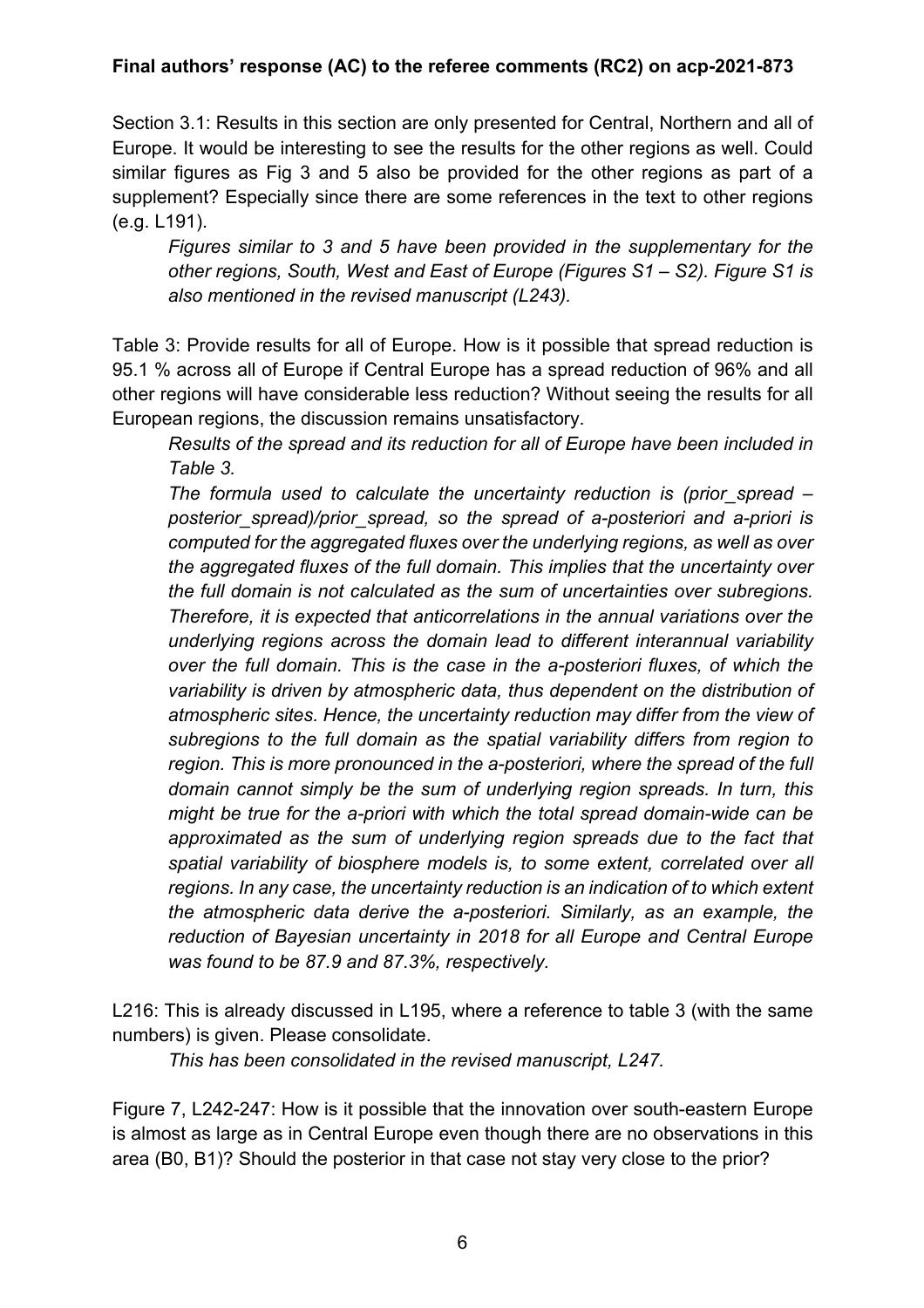**Final authors' response (AC) to the referee comments (RC2) on acp-2021-873**

Section 3.1: Results in this section are only presented for Central, Northern and all of Europe. It would be interesting to see the results for the other regions as well. Could similar figures as Fig 3 and 5 also be provided for the other regions as part of a supplement? Especially since there are some references in the text to other regions (e.g. L191).

> *Figures similar to 3 and 5 have been provided in the supplementary for the other regions, South, West and East of Europe (Figures S1 – S2). Figure S1 is also mentioned in the revised manuscript (L243).*

Table 3: Provide results for all of Europe. How is it possible that spread reduction is 95.1 % across all of Europe if Central Europe has a spread reduction of 96% and all other regions will have considerable less reduction? Without seeing the results for all European regions, the discussion remains unsatisfactory.

> *Results of the spread and its reduction for all of Europe have been included in Table 3.*
>
> *The formula used to calculate the uncertainty reduction is (prior_spread – posterior_spread)/prior_spread, so the spread of a-posteriori and a-priori is computed for the aggregated fluxes over the underlying regions, as well as over the aggregated fluxes of the full domain. This implies that the uncertainty over the full domain is not calculated as the sum of uncertainties over subregions. Therefore, it is expected that anticorrelations in the annual variations over the underlying regions across the domain lead to different interannual variability over the full domain. This is the case in the a-posteriori fluxes, of which the variability is driven by atmospheric data, thus dependent on the distribution of atmospheric sites. Hence, the uncertainty reduction may differ from the view of subregions to the full domain as the spatial variability differs from region to region. This is more pronounced in the a-posteriori, where the spread of the full domain cannot simply be the sum of underlying region spreads. In turn, this might be true for the a-priori with which the total spread domain-wide can be approximated as the sum of underlying region spreads due to the fact that spatial variability of biosphere models is, to some extent, correlated over all regions. In any case, the uncertainty reduction is an indication of to which extent the atmospheric data derive the a-posteriori. Similarly, as an example, the reduction of Bayesian uncertainty in 2018 for all Europe and Central Europe was found to be 87.9 and 87.3%, respectively.*

L216: This is already discussed in L195, where a reference to table 3 (with the same numbers) is given. Please consolidate.

> *This has been consolidated in the revised manuscript, L247.*

Figure 7, L242-247: How is it possible that the innovation over south-eastern Europe is almost as large as in Central Europe even though there are no observations in this area (B0, B1)? Should the posterior in that case not stay very close to the prior?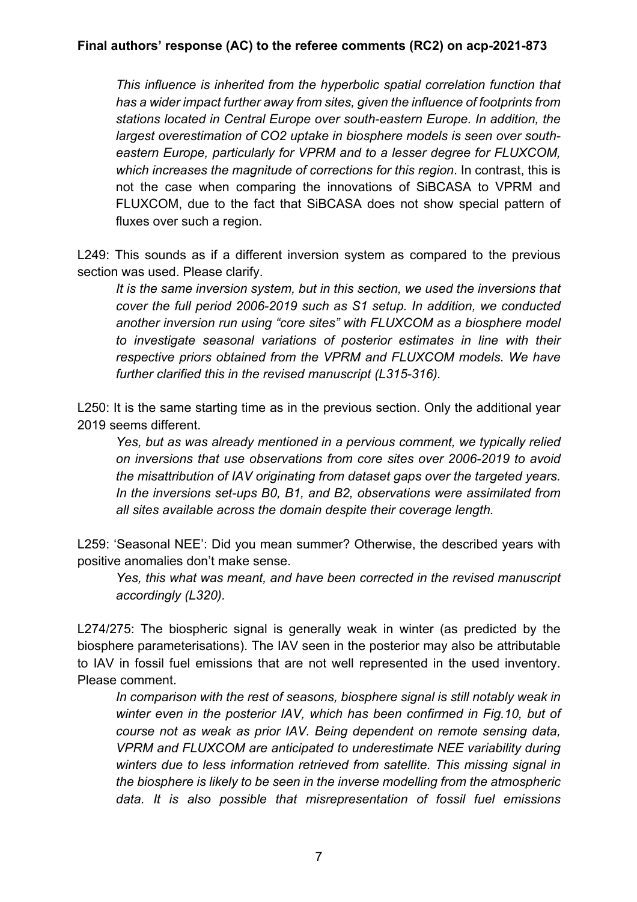*This influence is inherited from the hyperbolic spatial correlation function that has a wider impact further away from sites, given the influence of footprints from stations located in Central Europe over south-eastern Europe. In addition, the largest overestimation of CO2 uptake in biosphere models is seen over south-eastern Europe, particularly for VPRM and to a lesser degree for FLUXCOM, which increases the magnitude of corrections for this region*. In contrast, this is not the case when comparing the innovations of SiBCASA to VPRM and FLUXCOM, due to the fact that SiBCASA does not show special pattern of fluxes over such a region.

L249: This sounds as if a different inversion system as compared to the previous section was used. Please clarify.

*It is the same inversion system, but in this section, we used the inversions that cover the full period 2006-2019 such as S1 setup. In addition, we conducted another inversion run using "core sites" with FLUXCOM as a biosphere model to investigate seasonal variations of posterior estimates in line with their respective priors obtained from the VPRM and FLUXCOM models. We have further clarified this in the revised manuscript (L315-316).*

L250: It is the same starting time as in the previous section. Only the additional year 2019 seems different.

*Yes, but as was already mentioned in a pervious comment, we typically relied on inversions that use observations from core sites over 2006-2019 to avoid the misattribution of IAV originating from dataset gaps over the targeted years. In the inversions set-ups B0, B1, and B2, observations were assimilated from all sites available across the domain despite their coverage length.*

L259: 'Seasonal NEE': Did you mean summer? Otherwise, the described years with positive anomalies don't make sense.

*Yes, this what was meant, and have been corrected in the revised manuscript accordingly (L320).*

L274/275: The biospheric signal is generally weak in winter (as predicted by the biosphere parameterisations). The IAV seen in the posterior may also be attributable to IAV in fossil fuel emissions that are not well represented in the used inventory. Please comment.

*In comparison with the rest of seasons, biosphere signal is still notably weak in winter even in the posterior IAV, which has been confirmed in Fig.10, but of course not as weak as prior IAV. Being dependent on remote sensing data, VPRM and FLUXCOM are anticipated to underestimate NEE variability during winters due to less information retrieved from satellite. This missing signal in the biosphere is likely to be seen in the inverse modelling from the atmospheric data. It is also possible that misrepresentation of fossil fuel emissions*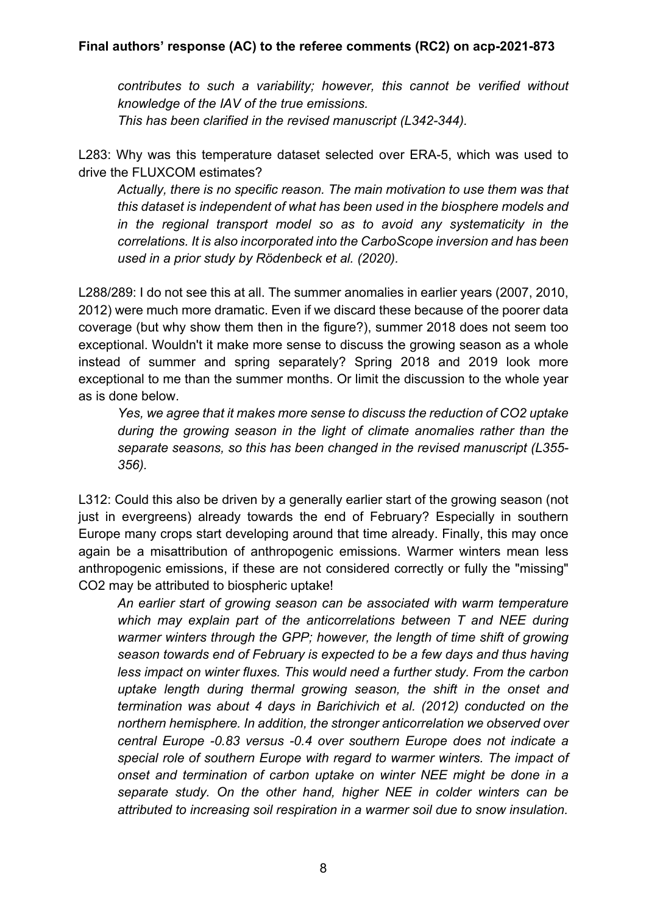*contributes to such a variability; however, this cannot be verified without knowledge of the IAV of the true emissions.*
*This has been clarified in the revised manuscript (L342-344).*

L283: Why was this temperature dataset selected over ERA-5, which was used to drive the FLUXCOM estimates?

*Actually, there is no specific reason. The main motivation to use them was that this dataset is independent of what has been used in the biosphere models and in the regional transport model so as to avoid any systematicity in the correlations. It is also incorporated into the CarboScope inversion and has been used in a prior study by Rödenbeck et al. (2020).*

L288/289: I do not see this at all. The summer anomalies in earlier years (2007, 2010, 2012) were much more dramatic. Even if we discard these because of the poorer data coverage (but why show them then in the figure?), summer 2018 does not seem too exceptional. Wouldn't it make more sense to discuss the growing season as a whole instead of summer and spring separately? Spring 2018 and 2019 look more exceptional to me than the summer months. Or limit the discussion to the whole year as is done below.

*Yes, we agree that it makes more sense to discuss the reduction of CO2 uptake during the growing season in the light of climate anomalies rather than the separate seasons, so this has been changed in the revised manuscript (L355-356).*

L312: Could this also be driven by a generally earlier start of the growing season (not just in evergreens) already towards the end of February? Especially in southern Europe many crops start developing around that time already. Finally, this may once again be a misattribution of anthropogenic emissions. Warmer winters mean less anthropogenic emissions, if these are not considered correctly or fully the "missing" CO2 may be attributed to biospheric uptake!

*An earlier start of growing season can be associated with warm temperature which may explain part of the anticorrelations between T and NEE during warmer winters through the GPP; however, the length of time shift of growing season towards end of February is expected to be a few days and thus having less impact on winter fluxes. This would need a further study. From the carbon uptake length during thermal growing season, the shift in the onset and termination was about 4 days in Barichivich et al. (2012) conducted on the northern hemisphere. In addition, the stronger anticorrelation we observed over central Europe -0.83 versus -0.4 over southern Europe does not indicate a special role of southern Europe with regard to warmer winters. The impact of onset and termination of carbon uptake on winter NEE might be done in a separate study. On the other hand, higher NEE in colder winters can be attributed to increasing soil respiration in a warmer soil due to snow insulation.*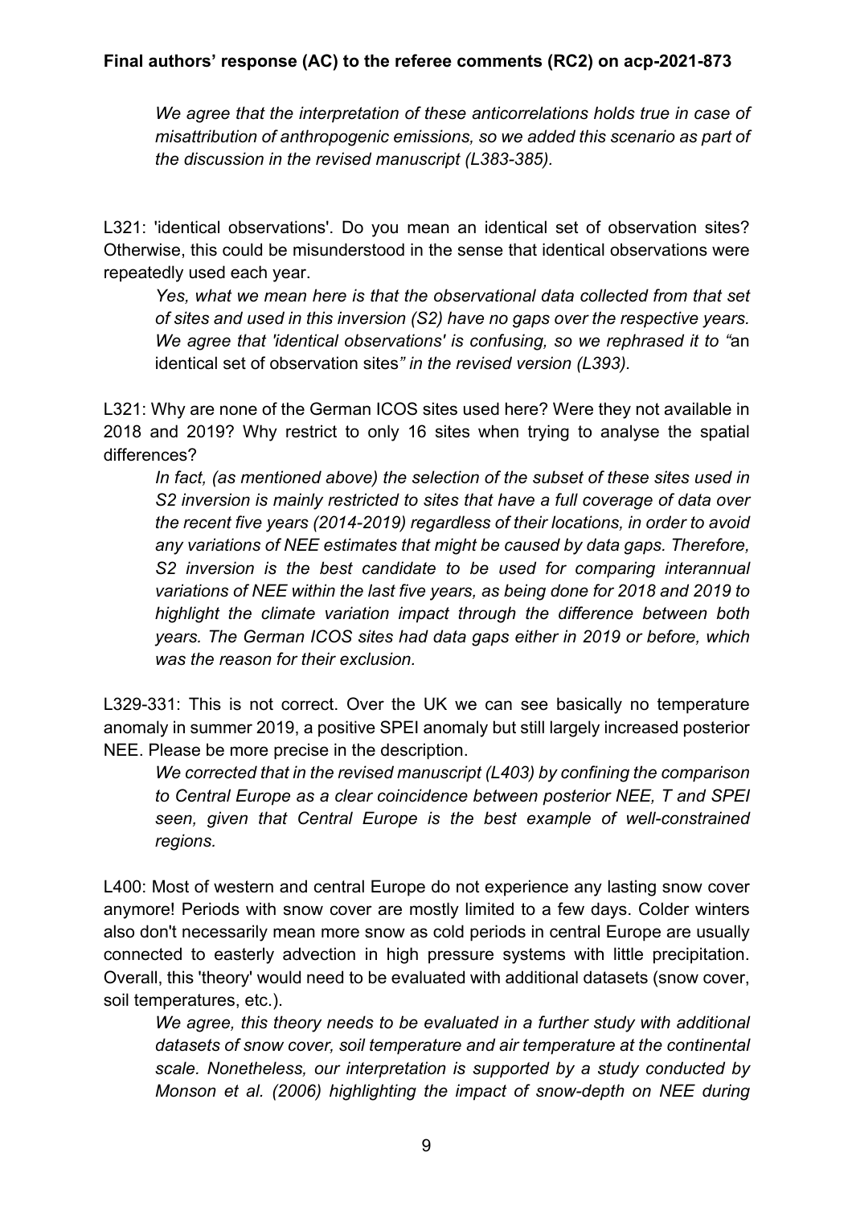**Final authors' response (AC) to the referee comments (RC2) on acp-2021-873**

> *We agree that the interpretation of these anticorrelations holds true in case of misattribution of anthropogenic emissions, so we added this scenario as part of the discussion in the revised manuscript (L383-385).*

L321: 'identical observations'. Do you mean an identical set of observation sites? Otherwise, this could be misunderstood in the sense that identical observations were repeatedly used each year.

> *Yes, what we mean here is that the observational data collected from that set of sites and used in this inversion (S2) have no gaps over the respective years. We agree that 'identical observations' is confusing, so we rephrased it to "*an identical set of observation sites*" in the revised version (L393).*

L321: Why are none of the German ICOS sites used here? Were they not available in 2018 and 2019? Why restrict to only 16 sites when trying to analyse the spatial differences?

> *In fact, (as mentioned above) the selection of the subset of these sites used in S2 inversion is mainly restricted to sites that have a full coverage of data over the recent five years (2014-2019) regardless of their locations, in order to avoid any variations of NEE estimates that might be caused by data gaps. Therefore, S2 inversion is the best candidate to be used for comparing interannual variations of NEE within the last five years, as being done for 2018 and 2019 to highlight the climate variation impact through the difference between both years. The German ICOS sites had data gaps either in 2019 or before, which was the reason for their exclusion.*

L329-331: This is not correct. Over the UK we can see basically no temperature anomaly in summer 2019, a positive SPEI anomaly but still largely increased posterior NEE. Please be more precise in the description.

> *We corrected that in the revised manuscript (L403) by confining the comparison to Central Europe as a clear coincidence between posterior NEE, T and SPEI seen, given that Central Europe is the best example of well-constrained regions.*

L400: Most of western and central Europe do not experience any lasting snow cover anymore! Periods with snow cover are mostly limited to a few days. Colder winters also don't necessarily mean more snow as cold periods in central Europe are usually connected to easterly advection in high pressure systems with little precipitation. Overall, this 'theory' would need to be evaluated with additional datasets (snow cover, soil temperatures, etc.).

> *We agree, this theory needs to be evaluated in a further study with additional datasets of snow cover, soil temperature and air temperature at the continental scale. Nonetheless, our interpretation is supported by a study conducted by Monson et al. (2006) highlighting the impact of snow-depth on NEE during*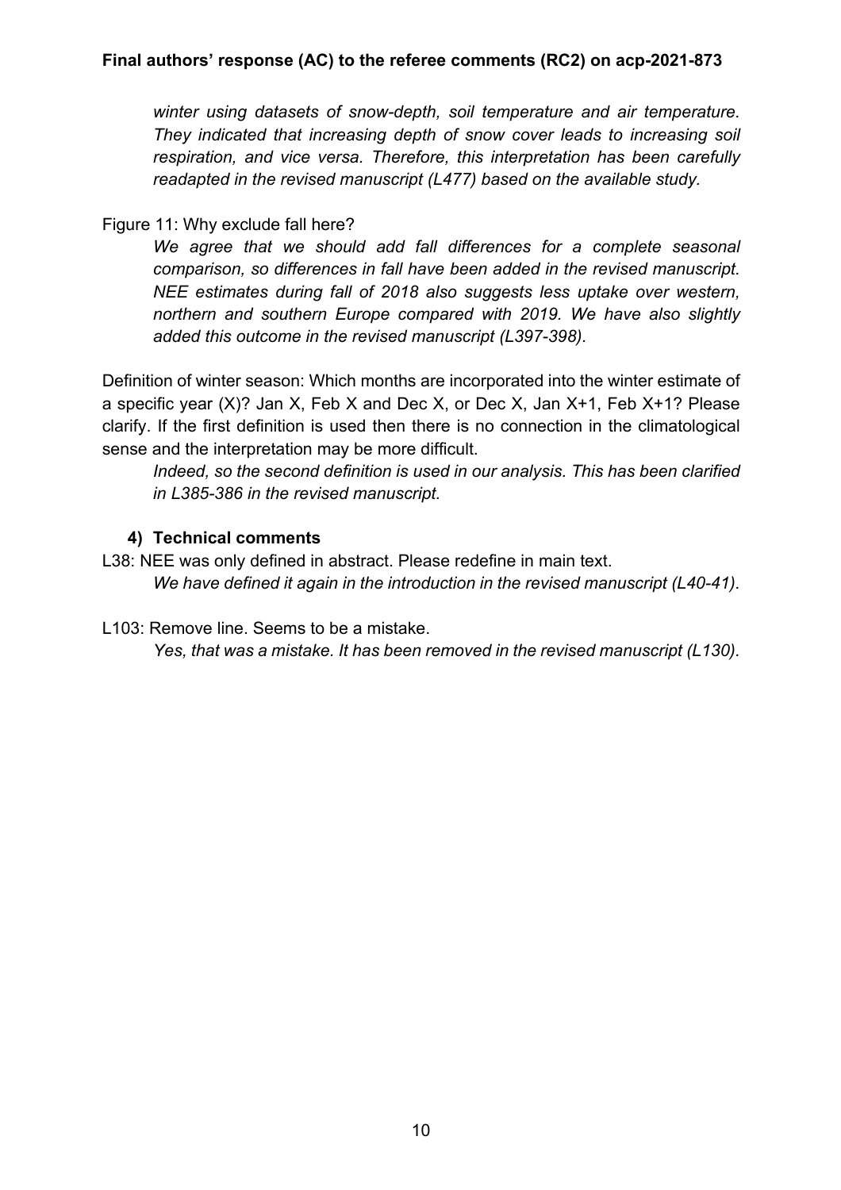*winter using datasets of snow-depth, soil temperature and air temperature. They indicated that increasing depth of snow cover leads to increasing soil respiration, and vice versa. Therefore, this interpretation has been carefully readapted in the revised manuscript (L477) based on the available study.*

Figure 11: Why exclude fall here?

*We agree that we should add fall differences for a complete seasonal comparison, so differences in fall have been added in the revised manuscript. NEE estimates during fall of 2018 also suggests less uptake over western, northern and southern Europe compared with 2019. We have also slightly added this outcome in the revised manuscript (L397-398).*

Definition of winter season: Which months are incorporated into the winter estimate of a specific year (X)? Jan X, Feb X and Dec X, or Dec X, Jan X+1, Feb X+1? Please clarify. If the first definition is used then there is no connection in the climatological sense and the interpretation may be more difficult.

*Indeed, so the second definition is used in our analysis. This has been clarified in L385-386 in the revised manuscript.*

## 4) Technical comments

L38: NEE was only defined in abstract. Please redefine in main text.

*We have defined it again in the introduction in the revised manuscript (L40-41).*

L103: Remove line. Seems to be a mistake.

*Yes, that was a mistake. It has been removed in the revised manuscript (L130).*